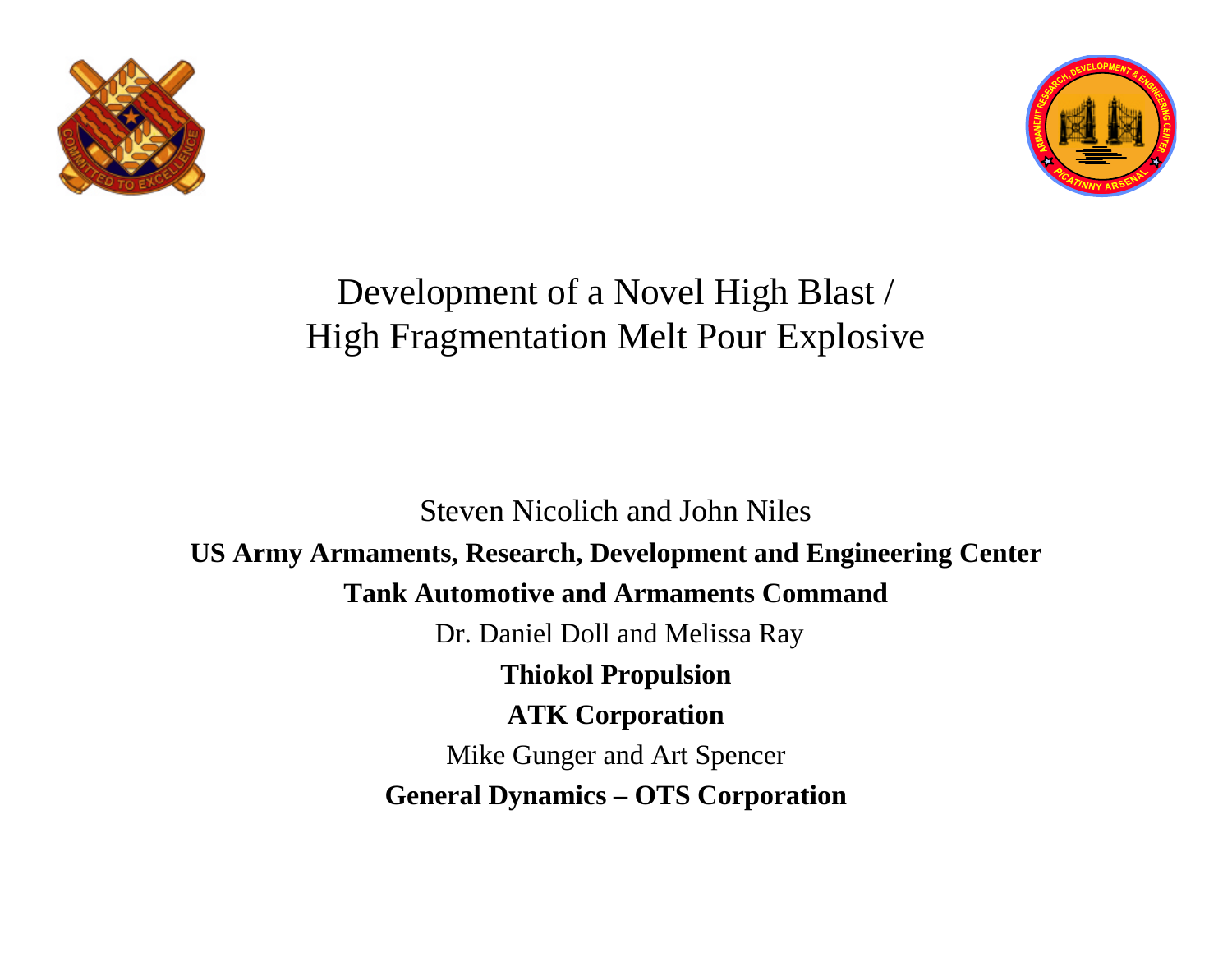# Development of a Novel High Blast / High Fragmentation Melt Pour Explosive

Steven Nicolich and John Niles

**US Army Armaments, Research, Development and Engineering Center**

**Tank Automotive and Armaments Command**

Dr. Daniel Doll and Melissa Ray

**Thiokol Propulsion**

**ATK Corporation**

Mike Gunger and Art Spencer

**General Dynamics – OTS Corporation**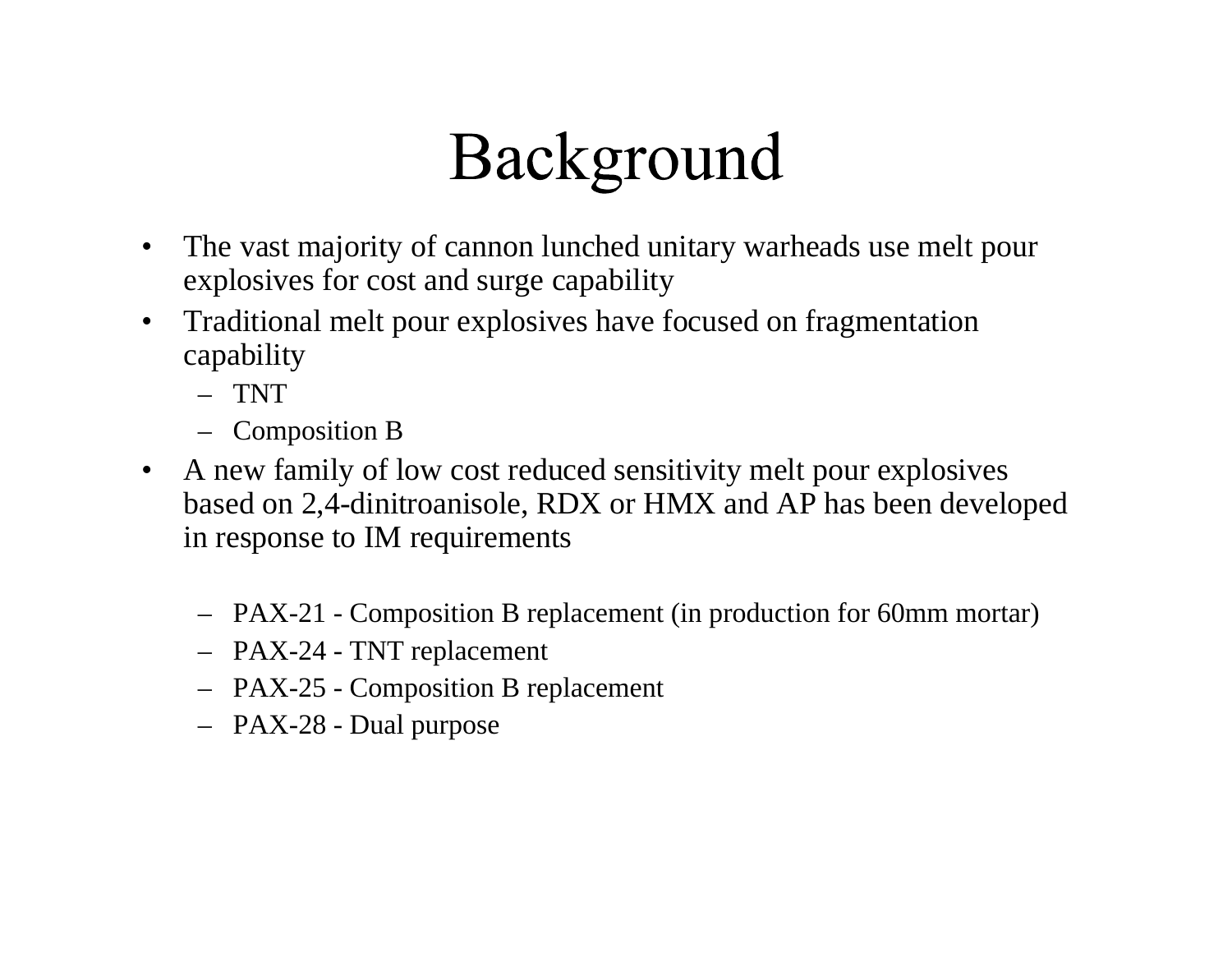# Background

- The vast majority of cannon lunched unitary warheads use melt pour explosives for cost and surge capability
- Traditional melt pour explosives have focused on fragmentation capability
  - TNT
  - Composition B
- A new family of low cost reduced sensitivity melt pour explosives based on 2,4-dinitroanisole, RDX or HMX and AP has been developed in response to IM requirements
  - PAX-21 - Composition B replacement (in production for 60mm mortar)
  - PAX-24 - TNT replacement
  - PAX-25 - Composition B replacement
  - PAX-28 - Dual purpose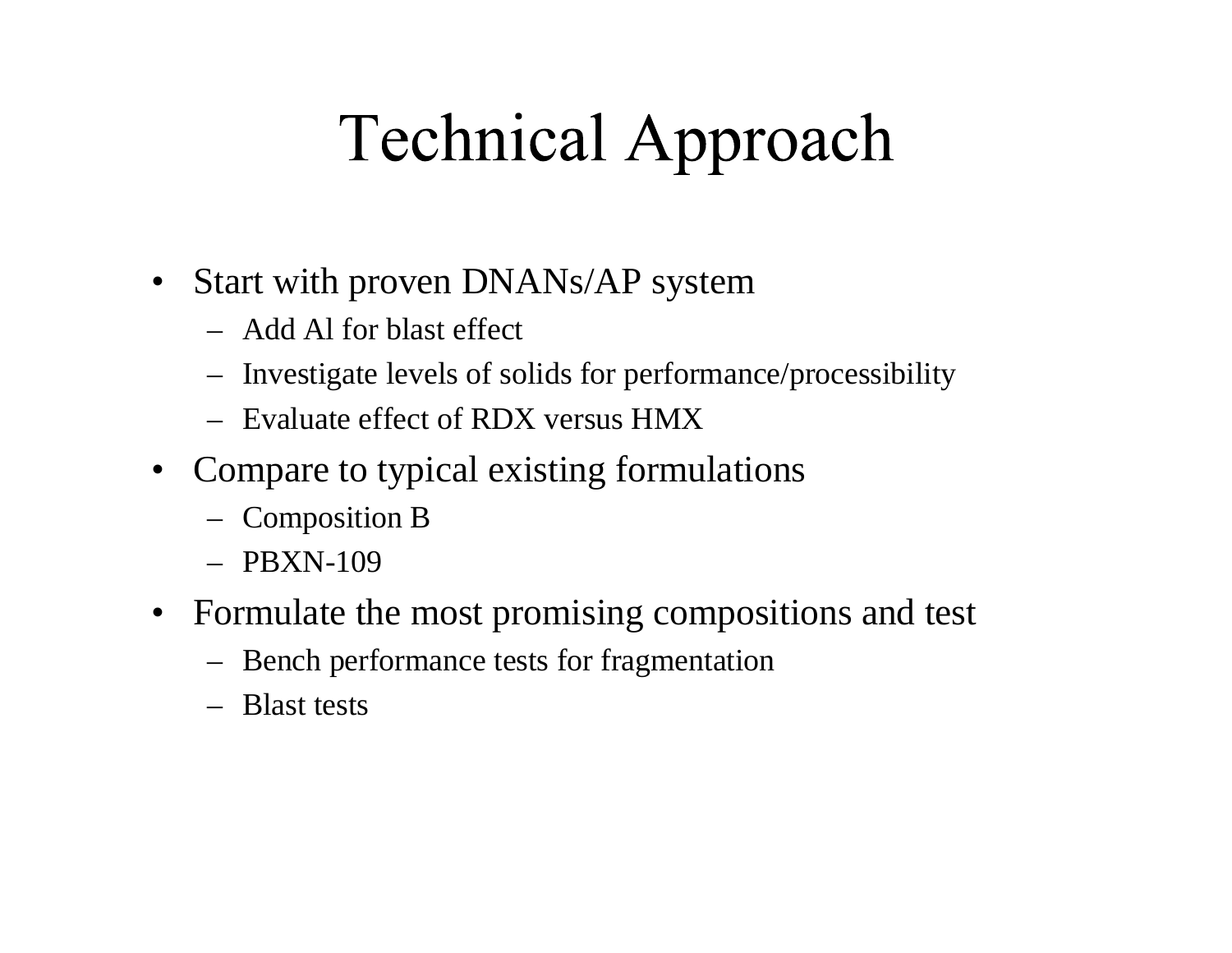# Technical Approach

- Start with proven DNANs/AP system
  - Add Al for blast effect
  - Investigate levels of solids for performance/processibility
  - Evaluate effect of RDX versus HMX
- Compare to typical existing formulations
  - Composition B
  - PBXN-109
- Formulate the most promising compositions and test
  - Bench performance tests for fragmentation
  - Blast tests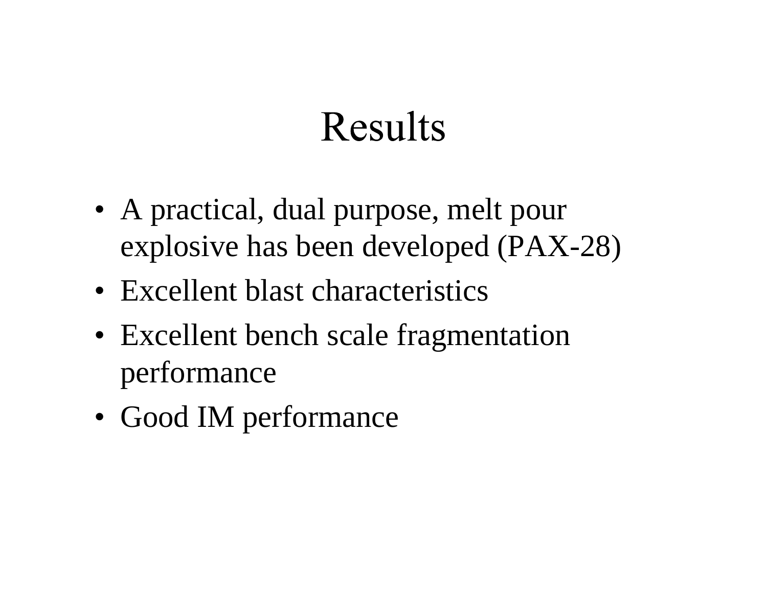# Results

- A practical, dual purpose, melt pour explosive has been developed (PAX-28)
- Excellent blast characteristics
- Excellent bench scale fragmentation performance
- Good IM performance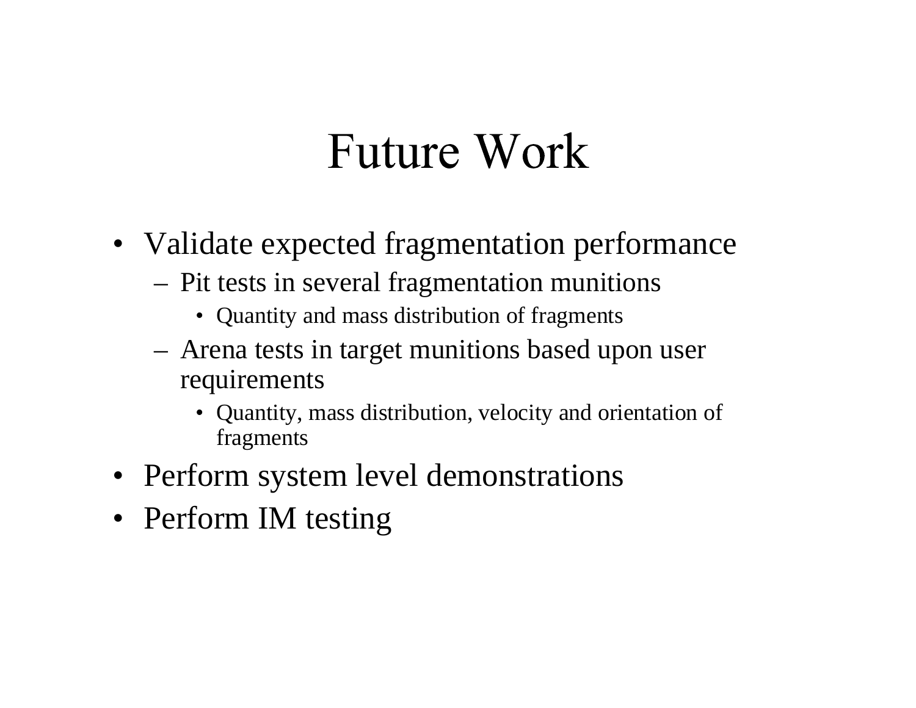# Future Work

- Validate expected fragmentation performance
  - Pit tests in several fragmentation munitions
    - Quantity and mass distribution of fragments
  - Arena tests in target munitions based upon user requirements
    - Quantity, mass distribution, velocity and orientation of fragments
- Perform system level demonstrations
- Perform IM testing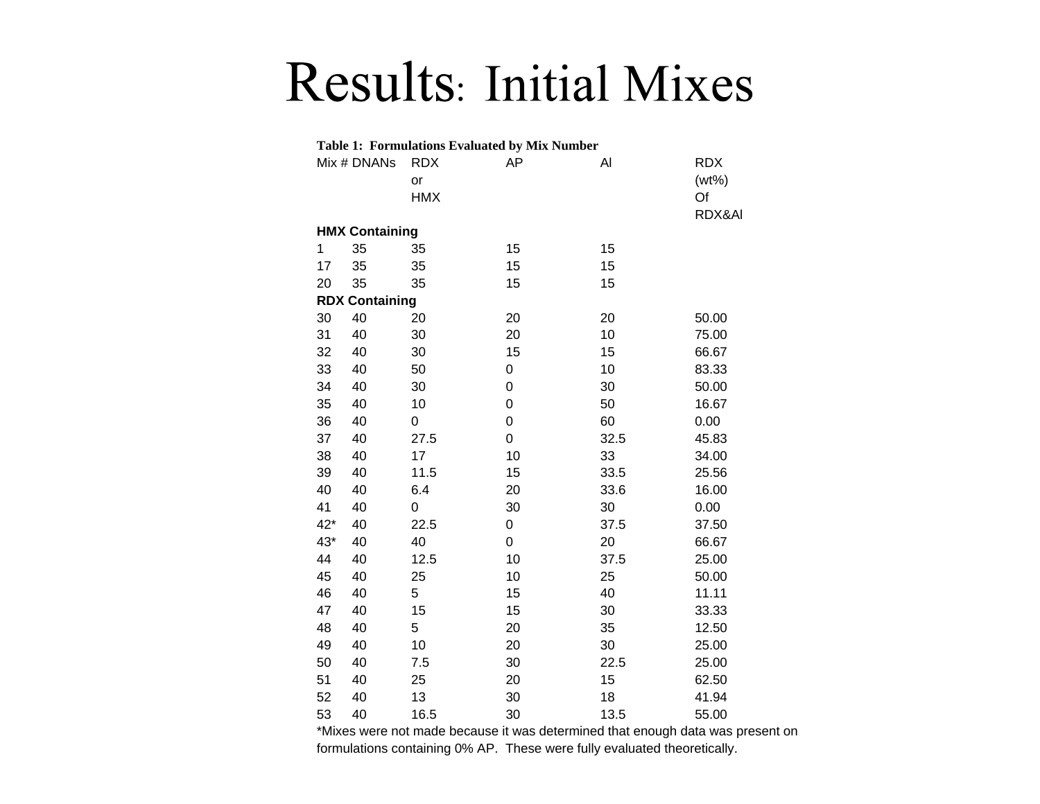# Results: Initial Mixes

**Table 1: Formulations Evaluated by Mix Number**

| Mix # | DNANs | RDX or HMX | AP | Al | RDX (wt%) Of RDX&Al |
|---|---|---|---|---|---|
| **HMX Containing** | | | | | |
| 1 | 35 | 35 | 15 | 15 | |
| 17 | 35 | 35 | 15 | 15 | |
| 20 | 35 | 35 | 15 | 15 | |
| **RDX Containing** | | | | | |
| 30 | 40 | 20 | 20 | 20 | 50.00 |
| 31 | 40 | 30 | 20 | 10 | 75.00 |
| 32 | 40 | 30 | 15 | 15 | 66.67 |
| 33 | 40 | 50 | 0 | 10 | 83.33 |
| 34 | 40 | 30 | 0 | 30 | 50.00 |
| 35 | 40 | 10 | 0 | 50 | 16.67 |
| 36 | 40 | 0 | 0 | 60 | 0.00 |
| 37 | 40 | 27.5 | 0 | 32.5 | 45.83 |
| 38 | 40 | 17 | 10 | 33 | 34.00 |
| 39 | 40 | 11.5 | 15 | 33.5 | 25.56 |
| 40 | 40 | 6.4 | 20 | 33.6 | 16.00 |
| 41 | 40 | 0 | 30 | 30 | 0.00 |
| 42* | 40 | 22.5 | 0 | 37.5 | 37.50 |
| 43* | 40 | 40 | 0 | 20 | 66.67 |
| 44 | 40 | 12.5 | 10 | 37.5 | 25.00 |
| 45 | 40 | 25 | 10 | 25 | 50.00 |
| 46 | 40 | 5 | 15 | 40 | 11.11 |
| 47 | 40 | 15 | 15 | 30 | 33.33 |
| 48 | 40 | 5 | 20 | 35 | 12.50 |
| 49 | 40 | 10 | 20 | 30 | 25.00 |
| 50 | 40 | 7.5 | 30 | 22.5 | 25.00 |
| 51 | 40 | 25 | 20 | 15 | 62.50 |
| 52 | 40 | 13 | 30 | 18 | 41.94 |
| 53 | 40 | 16.5 | 30 | 13.5 | 55.00 |

*Mixes were not made because it was determined that enough data was present on formulations containing 0% AP. These were fully evaluated theoretically.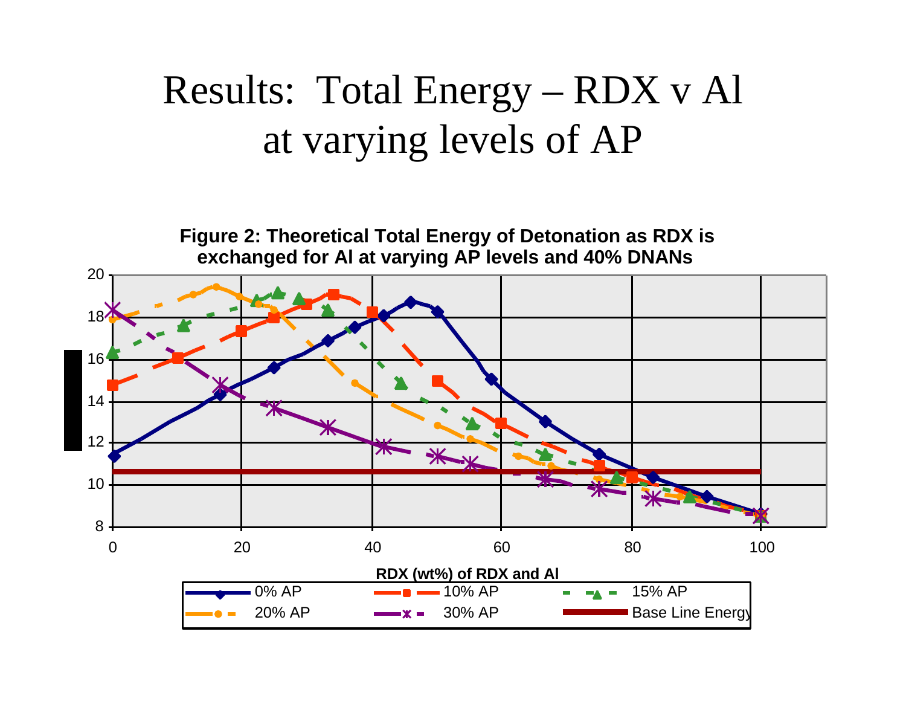# Results: Total Energy – RDX v Al at varying levels of AP

**Figure 2: Theoretical Total Energy of Detonation as RDX is exchanged for Al at varying AP levels and 40% DNANs**

RDX (wt%) of RDX and Al

Legend: 0% AP, 10% AP, 15% AP, 20% AP, 30% AP, Base Line Energy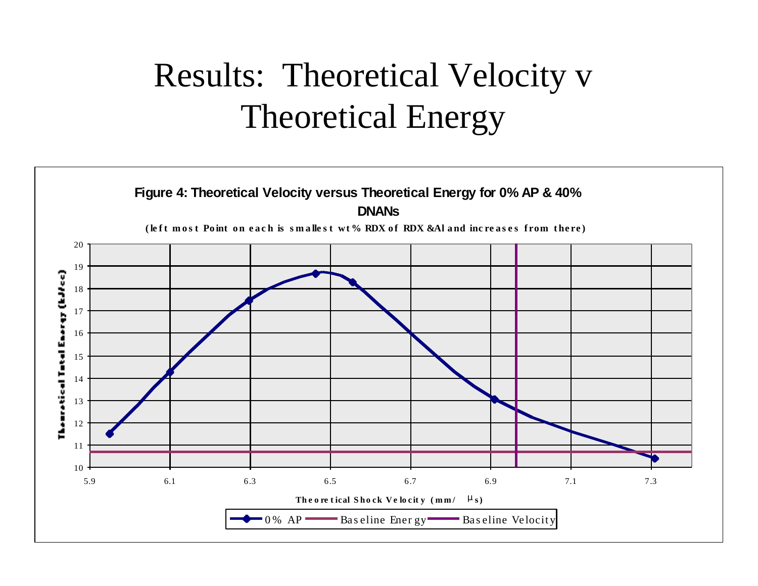# Results: Theoretical Velocity v Theoretical Energy

**Figure 4: Theoretical Velocity versus Theoretical Energy for 0% AP & 40% DNANs**

**(left most Point on each is smallest wt% RDX of RDX &Al and increases from there)**

Theoretical Total Energy (kJ/cc)

Theoretical Shock Velocity (mm/ μs)

0% AP — Baseline Energy — Baseline Velocity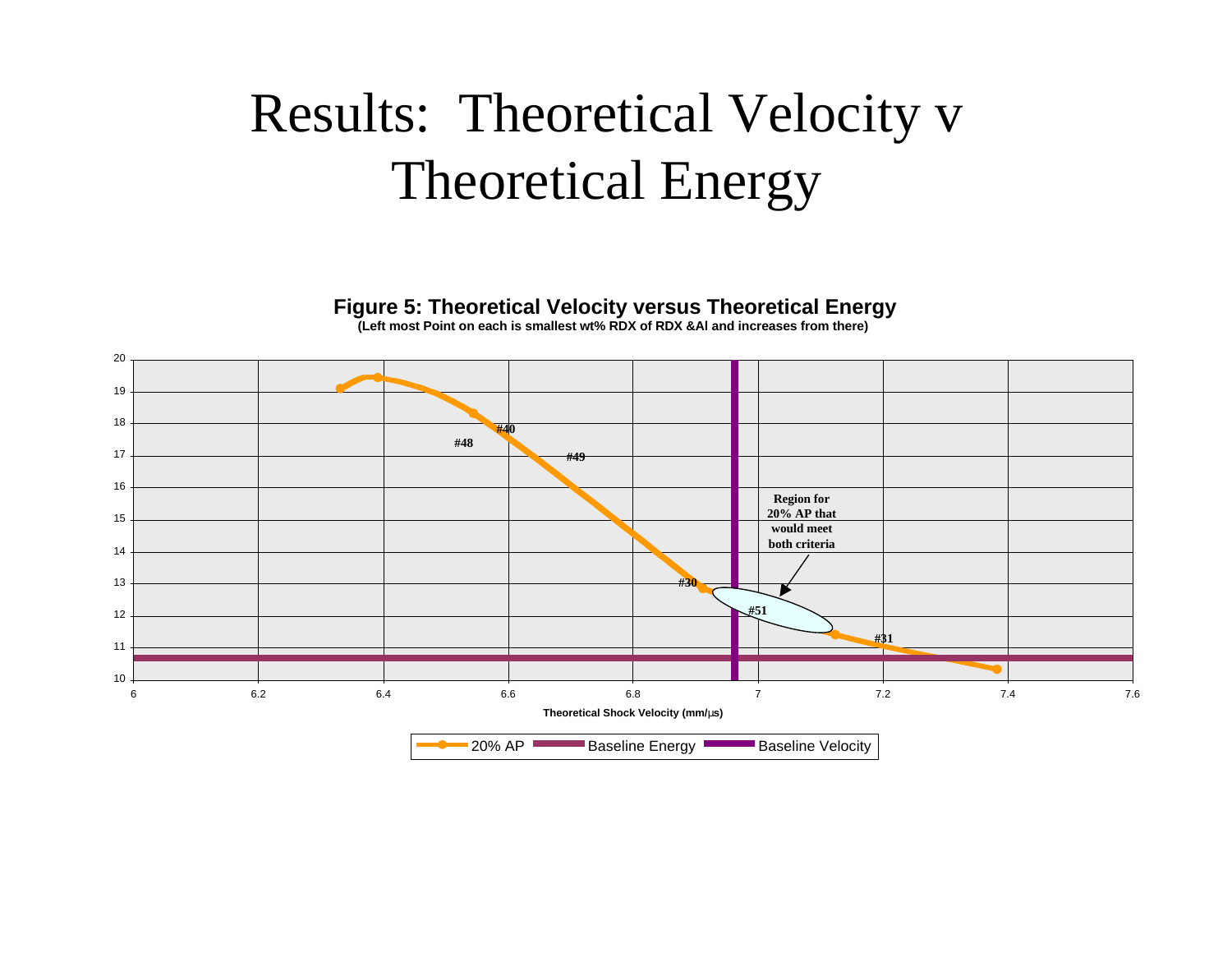# Results: Theoretical Velocity v Theoretical Energy

**Figure 5: Theoretical Velocity versus Theoretical Energy**
**(Left most Point on each is smallest wt% RDX of RDX &Al and increases from there)**

Y-axis: 10, 11, 12, 13, 14, 15, 16, 17, 18, 19, 20

X-axis: 6, 6.2, 6.4, 6.6, 6.8, 7, 7.2, 7.4, 7.6

**Theoretical Shock Velocity (mm/μs)**

Point labels: #40, #48, #49, #30, #51, #31

**Region for 20% AP that would meet both criteria**

Legend: 20% AP, Baseline Energy, Baseline Velocity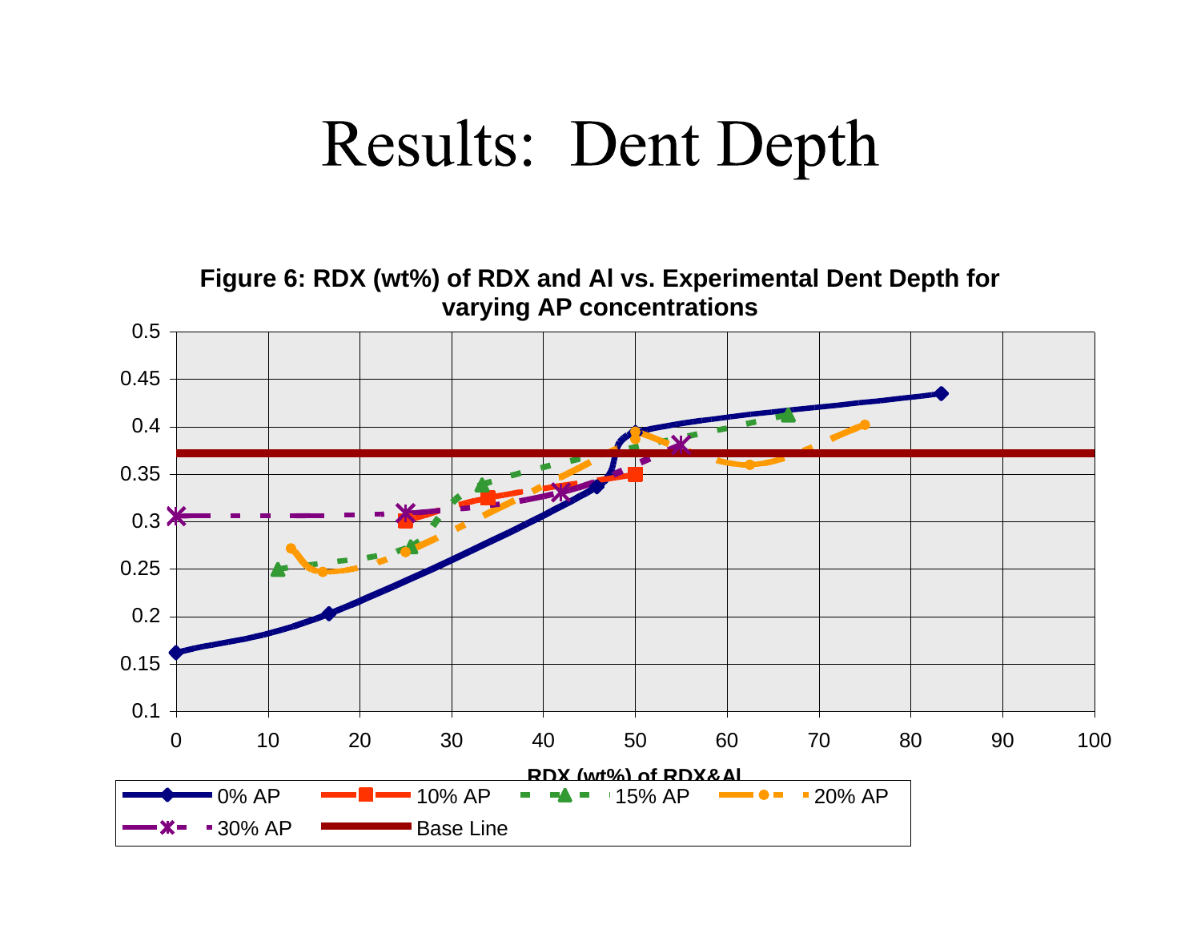# Results: Dent Depth

**Figure 6: RDX (wt%) of RDX and Al vs. Experimental Dent Depth for varying AP concentrations**

RDX (wt%) of RDX&Al

0% AP, 10% AP, 15% AP, 20% AP, 30% AP, Base Line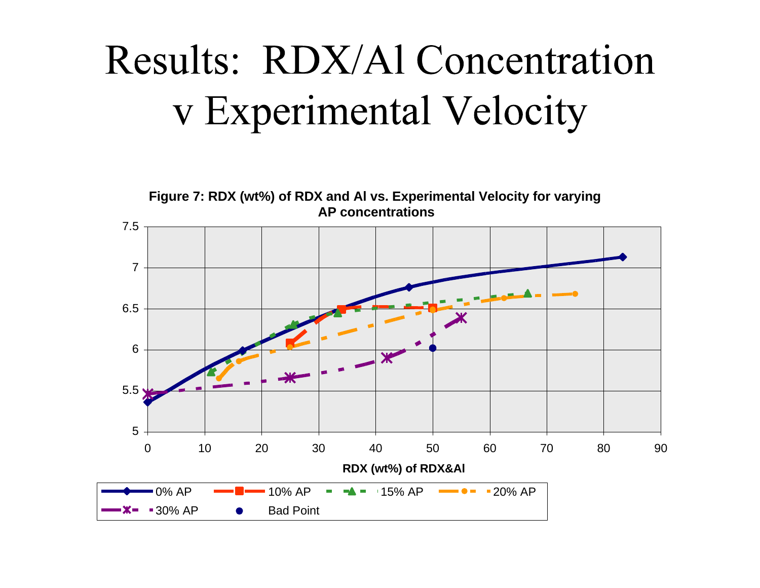# Results: RDX/Al Concentration v Experimental Velocity

**Figure 7: RDX (wt%) of RDX and Al vs. Experimental Velocity for varying AP concentrations**

RDX (wt%) of RDX&Al

0% AP | 10% AP | 15% AP | 20% AP | 30% AP | Bad Point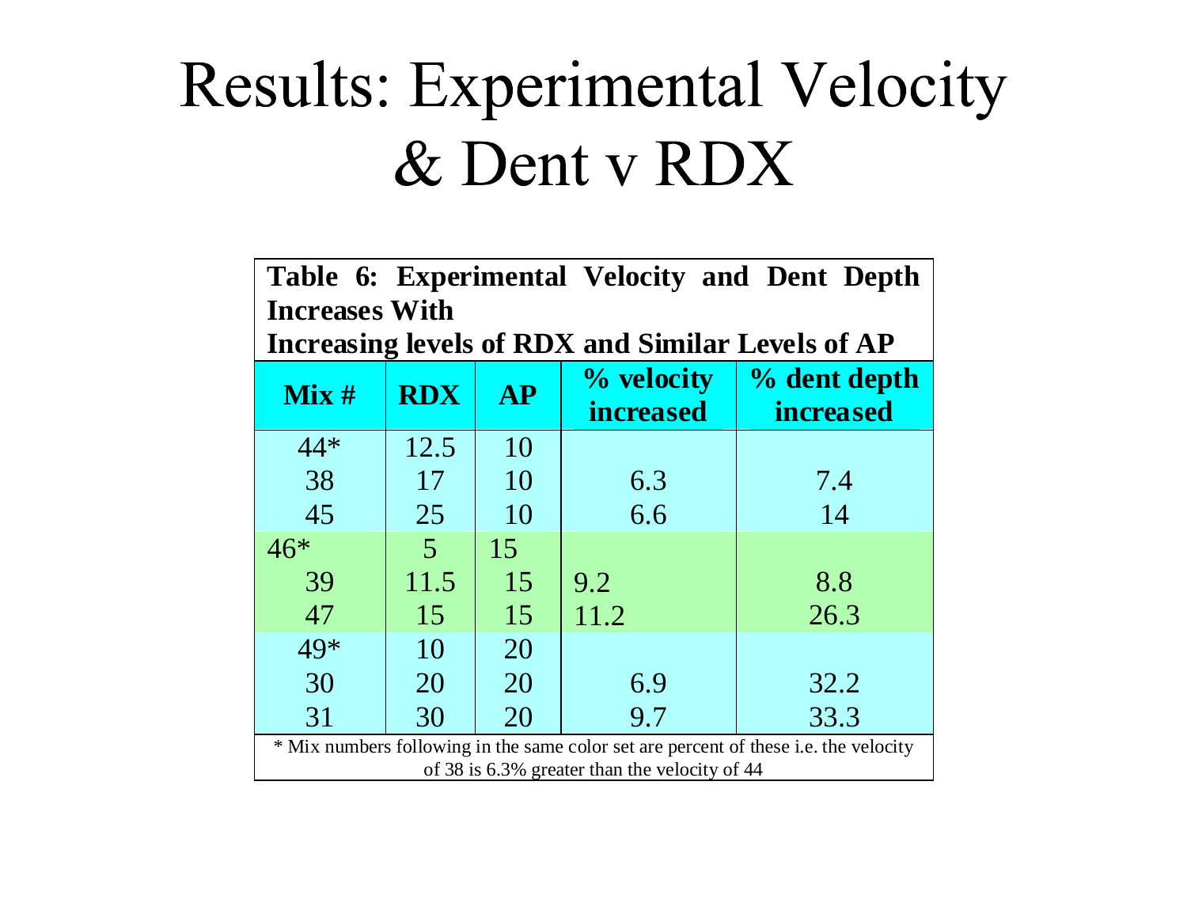# Results: Experimental Velocity & Dent v RDX

**Table 6: Experimental Velocity and Dent Depth Increases With Increasing levels of RDX and Similar Levels of AP**

| Mix # | RDX | AP | % velocity increased | % dent depth increased |
|---|---|---|---|---|
| 44* | 12.5 | 10 | | |
| 38 | 17 | 10 | 6.3 | 7.4 |
| 45 | 25 | 10 | 6.6 | 14 |
| 46* | 5 | 15 | | |
| 39 | 11.5 | 15 | 9.2 | 8.8 |
| 47 | 15 | 15 | 11.2 | 26.3 |
| 49* | 10 | 20 | | |
| 30 | 20 | 20 | 6.9 | 32.2 |
| 31 | 30 | 20 | 9.7 | 33.3 |

\* Mix numbers following in the same color set are percent of these i.e. the velocity of 38 is 6.3% greater than the velocity of 44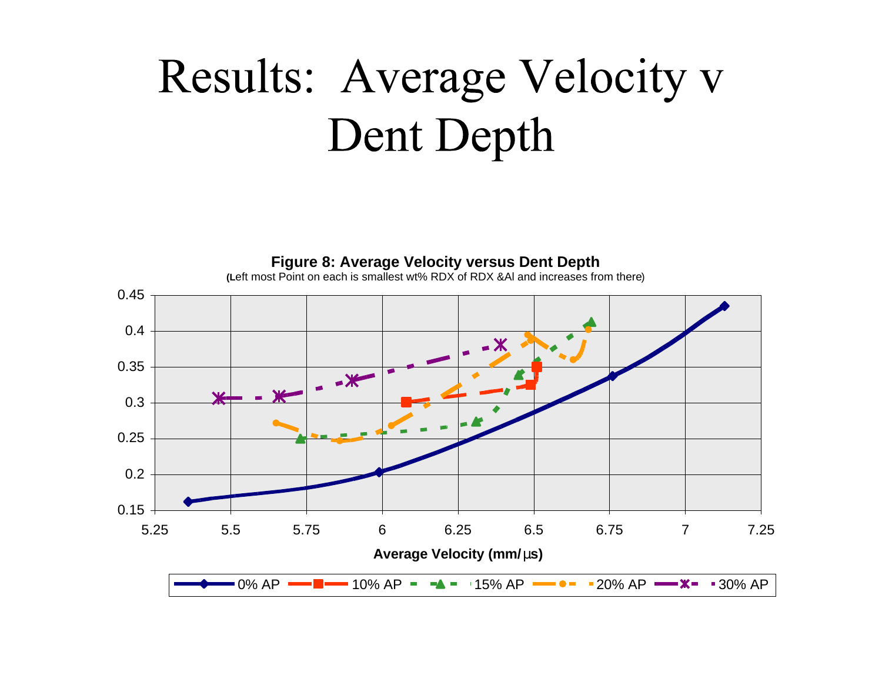# Results: Average Velocity v Dent Depth

**Figure 8: Average Velocity versus Dent Depth**

(Left most Point on each is smallest wt% RDX of RDX &Al and increases from there)

Y-axis: 0.15, 0.2, 0.25, 0.3, 0.35, 0.4, 0.45

X-axis: 5.25, 5.5, 5.75, 6, 6.25, 6.5, 6.75, 7, 7.25

**Average Velocity (mm/µs)**

Legend: 0% AP, 10% AP, 15% AP, 20% AP, 30% AP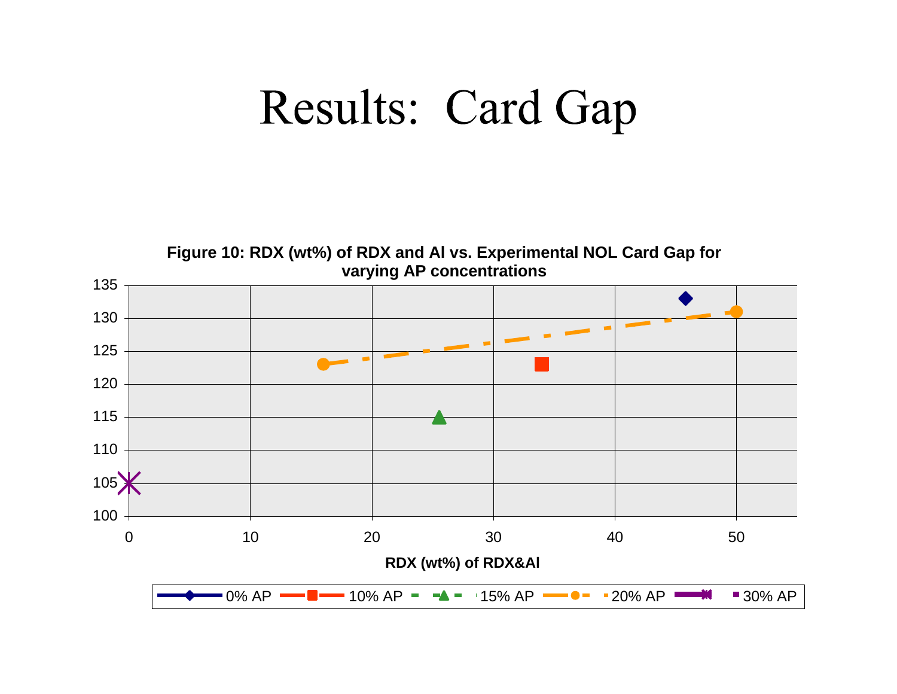# Results: Card Gap

**Figure 10: RDX (wt%) of RDX and Al vs. Experimental NOL Card Gap for varying AP concentrations**

RDX (wt%) of RDX&Al

0% AP, 10% AP, 15% AP, 20% AP, 30% AP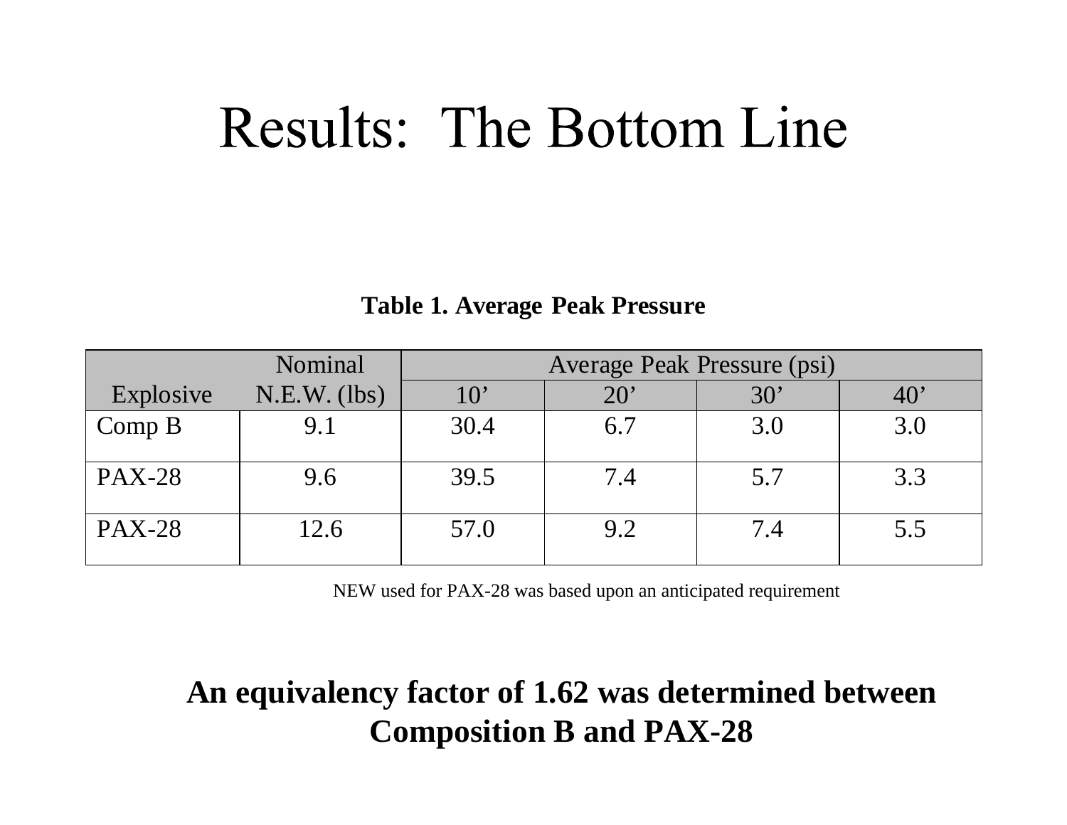# Results: The Bottom Line

**Table 1. Average Peak Pressure**

| Explosive | Nominal N.E.W. (lbs) | Average Peak Pressure (psi) 10’ | 20’ | 30’ | 40’ |
|---|---|---|---|---|---|
| Comp B | 9.1 | 30.4 | 6.7 | 3.0 | 3.0 |
| PAX-28 | 9.6 | 39.5 | 7.4 | 5.7 | 3.3 |
| PAX-28 | 12.6 | 57.0 | 9.2 | 7.4 | 5.5 |

NEW used for PAX-28 was based upon an anticipated requirement

**An equivalency factor of 1.62 was determined between Composition B and PAX-28**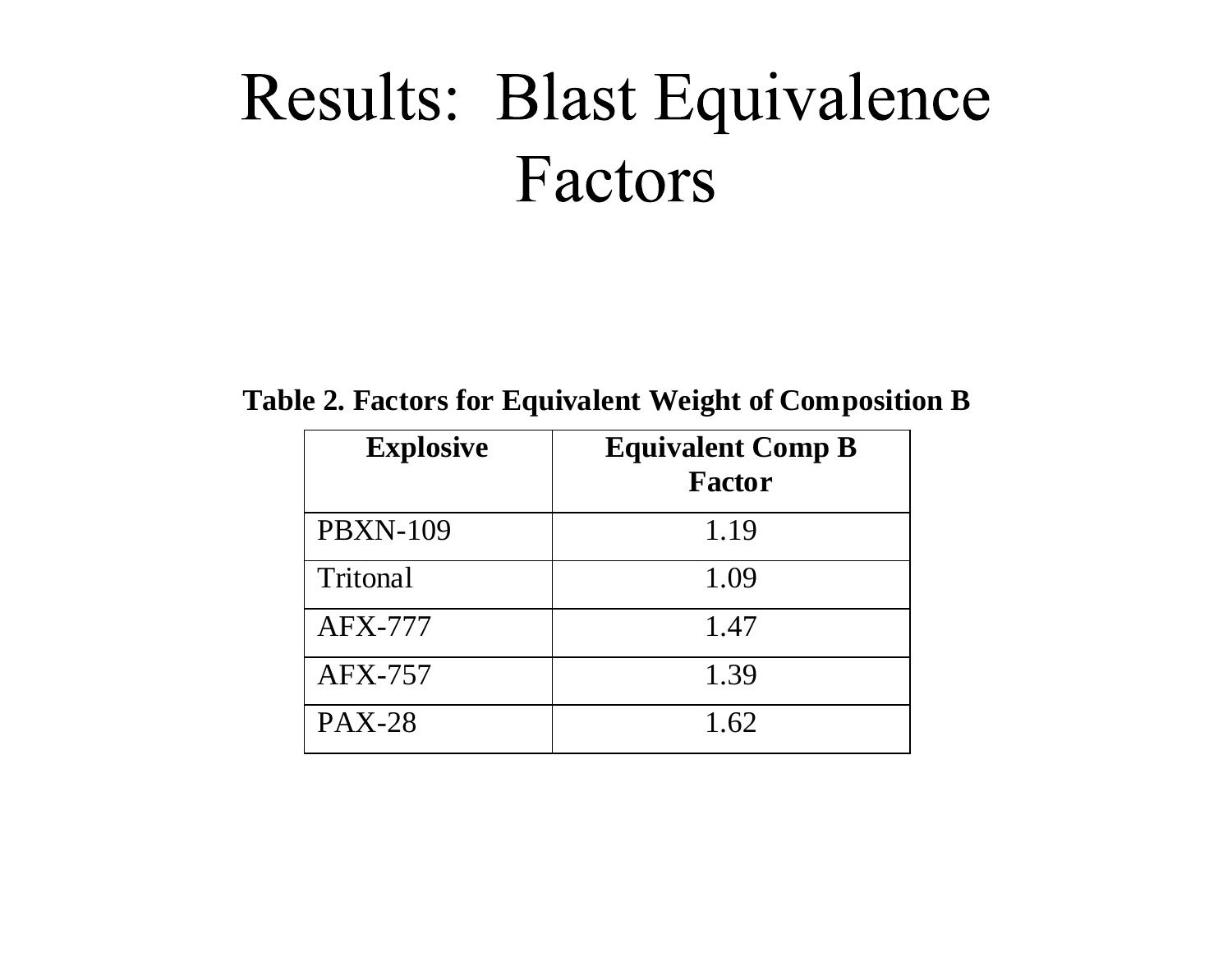# Results: Blast Equivalence Factors

**Table 2. Factors for Equivalent Weight of Composition B**

| Explosive | Equivalent Comp B Factor |
|---|---|
| PBXN-109 | 1.19 |
| Tritonal | 1.09 |
| AFX-777 | 1.47 |
| AFX-757 | 1.39 |
| PAX-28 | 1.62 |